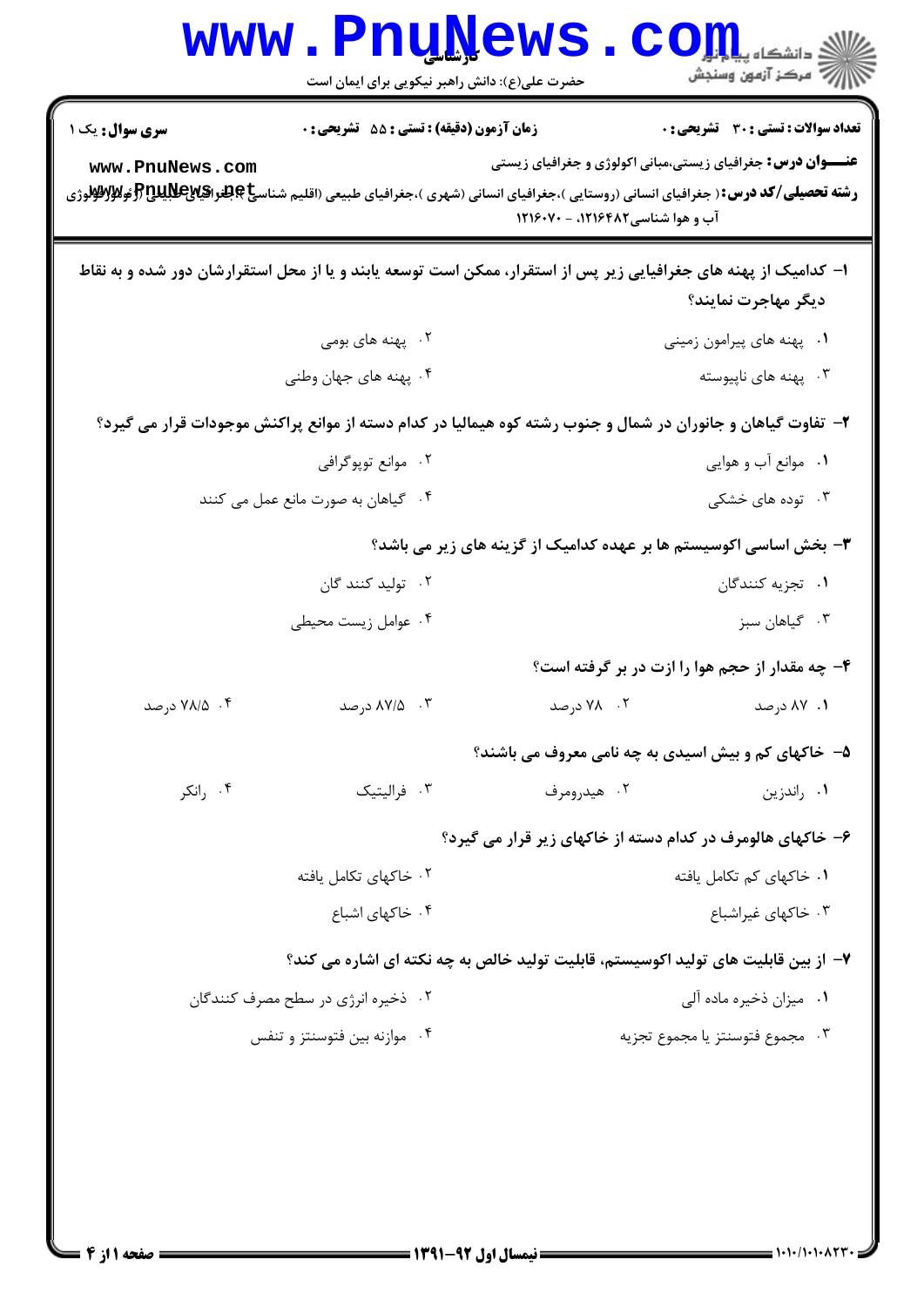**سری سؤال:** یک ۱

**زمان آزمون (دقیقه) : تستی : ۵۵  تشریحی : ۰**

**تعداد سوالات : تستی : ۳۰  تشریحی : ۰**

**عنـــوان درس:** جغرافیای زیستی،مبانی اکولوژی و جغرافیای زیستی

**رشته تحصیلی/کد درس:** ( جغرافیای انسانی (روستایی )،جغرافیای انسانی (شهری )،جغرافیای طبیعی (اقلیم شناسی )،جغرافیای طبیعی (ژئومورفولوژی آب و هوا شناسی۱۲۱۶۴۸۲، - ۱۲۱۶۰۷۰

۱- کدامیک از پهنه های جغرافیایی زیر پس از استقرار، ممکن است توسعه یابند و یا از محل استقرارشان دور شده و به نقاط دیگر مهاجرت نمایند؟

۱. پهنه های پیرامون زمینی
۲. پهنه های بومی
۳. پهنه های ناپیوسته
۴. پهنه های جهان وطنی

۲- تفاوت گیاهان و جانوران در شمال و جنوب رشته کوه هیمالیا در کدام دسته از موانع پراکنش موجودات قرار می گیرد؟

۱. موانع آب و هوایی
۲. موانع توپوگرافی
۳. توده های خشکی
۴. گیاهان به صورت مانع عمل می کنند

۳- بخش اساسی اکوسیستم ها بر عهده کدامیک از گزینه های زیر می باشد؟

۱. تجزیه کنندگان
۲. تولید کننده گان
۳. گیاهان سبز
۴. عوامل زیست محیطی

۴- چه مقدار از حجم هوا را ازت در بر گرفته است؟

۱. ۸۷ درصد
۲. ۷۸ درصد
۳. ۸۷/۵ درصد
۴. ۷۸/۵ درصد

۵- خاکهای کم و بیش اسیدی به چه نامی معروف می باشند؟

۱. راندزین
۲. هیدرومرف
۳. فرالیتیک
۴. رانکر

۶- خاکهای هالومرف در کدام دسته از خاکهای زیر قرار می گیرد؟

۱. خاکهای کم تکامل یافته
۲. خاکهای تکامل یافته
۳. خاکهای غیراشباع
۴. خاکهای اشباع

۷- از بین قابلیت های تولید اکوسیستم، قابلیت تولید خالص به چه نکته ای اشاره می کند؟

۱. میزان ذخیره ماده آلی
۲. ذخیره انرژی در سطح مصرف کنندگان
۳. مجموع فتوسنتز یا مجموع تجزیه
۴. موازنه بین فتوسنتز و تنفس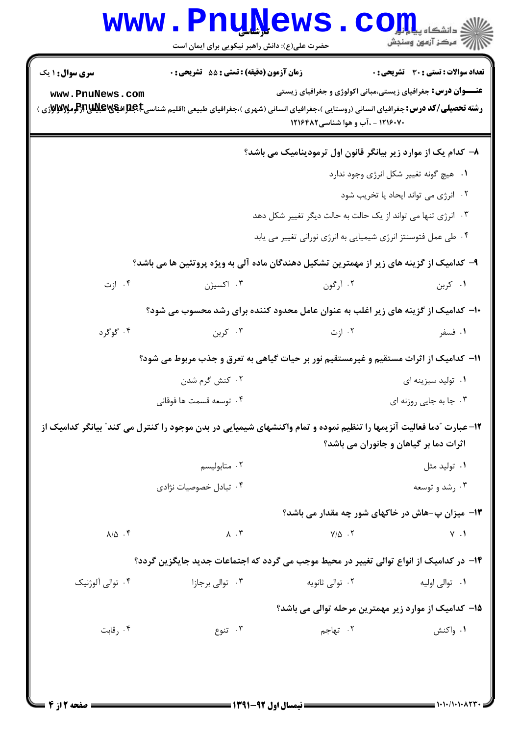۸- کدام یک از موارد زیر بیانگر قانون اول ترمودینامیک می باشد؟

۱. هیچ گونه تغییر شکل انرژی وجود ندارد

۲. انرژی می تواند ایجاد یا تخریب شود

۳. انرژی تنها می تواند از یک حالت به حالت دیگر تغییر شکل دهد

۴. طی عمل فتوسنتز انرژی شیمیایی به انرژی نورانی تغییر می یابد

۹- کدامیک از گزینه های زیر از مهمترین تشکیل دهندگان ماده آلی به ویژه پروتئین ها می باشد؟

۱. کربن ۲. آرگون ۳. اکسیژن ۴. ازت

۱۰- کدامیک از گزینه های زیر اغلب به عنوان عامل محدود کننده برای رشد محسوب می شود؟

۱. فسفر ۲. ازت ۳. کربن ۴. گوگرد

۱۱- کدامیک از اثرات مستقیم و غیرمستقیم نور بر حیات گیاهی به تعرق و جذب مربوط می شود؟

۱. تولید سبزینه ای ۲. کنش گرم شدن

۳. جا به جایی روزنه ای ۴. توسعه قسمت ها فوقانی

۱۲- عبارت "دما فعالیت آنزیمها را تنظیم نموده و تمام واکنشهای شیمیایی در بدن موجود را کنترل می کند" بیانگر کدامیک از اثرات دما بر گیاهان و جانوران می باشد؟

۱. تولید مثل ۲. متابولیسم

۳. رشد و توسعه ۴. تبادل خصوصیات نژادی

۱۳- میزان پ-هاش در خاکهای شور چه مقدار می باشد؟

۱. ۷ ۲. ۷/۵ ۳. ۸ ۴. ۸/۵

۱۴- در کدامیک از انواع توالی تغییر در محیط موجب می گردد که اجتماعات جدید جایگزین گردد؟

۱. توالی اولیه ۲. توالی ثانویه ۳. توالی برجازا ۴. توالی آلوژنیک

۱۵- کدامیک از موارد زیر مهمترین مرحله توالی می باشد؟

۱. واکنش ۲. تهاجم ۳. تنوع ۴. رقابت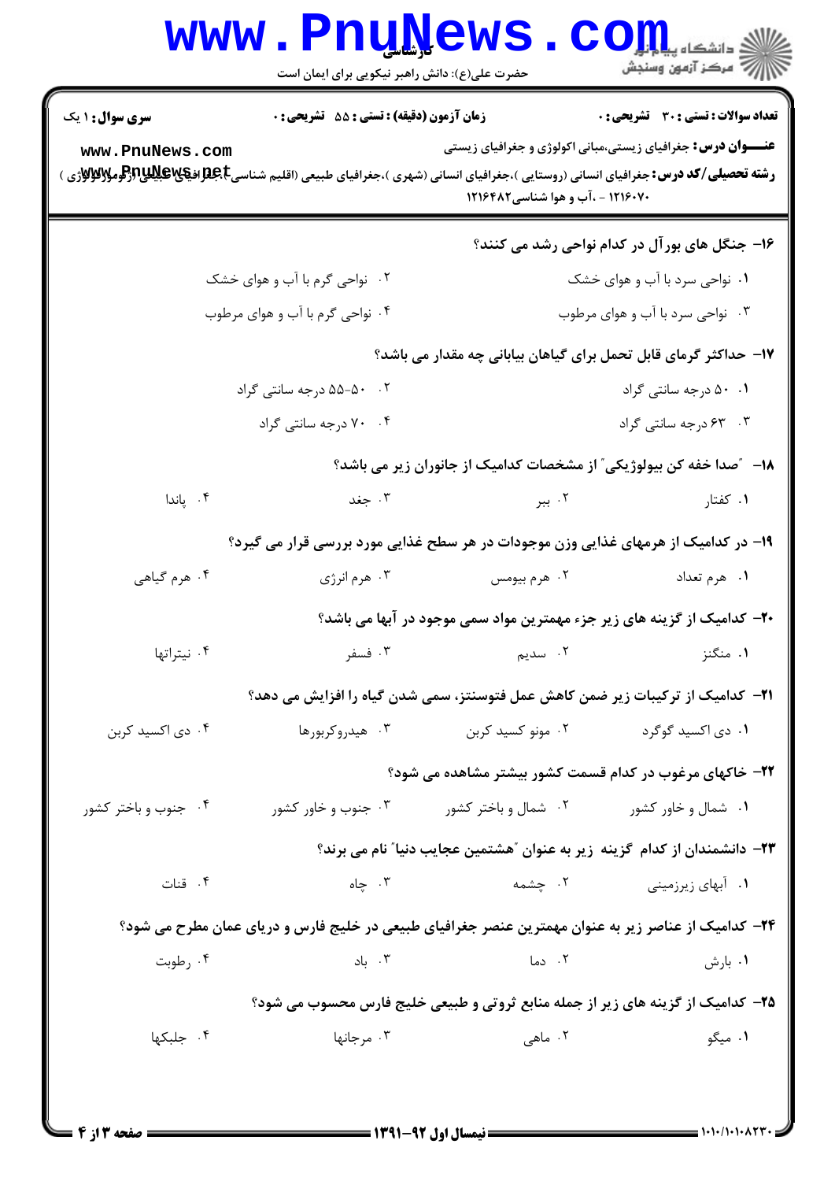۱۶- جنگل های بورآل در کدام نواحی رشد می کنند؟

۱. نواحی سرد با آب و هوای خشک
۲. نواحی گرم با آب و هوای خشک
۳. نواحی سرد با آب و هوای مرطوب
۴. نواحی گرم با آب و هوای مرطوب

۱۷- حداکثر گرمای قابل تحمل برای گیاهان بیابانی چه مقدار می باشد؟

۱. ۵۰ درجه سانتی گراد
۲. ۵۰-۵۵ درجه سانتی گراد
۳. ۶۳ درجه سانتی گراد
۴. ۷۰ درجه سانتی گراد

۱۸- "صدا خفه کن بیولوژیکی" از مشخصات کدامیک از جانوران زیر می باشد؟

۱. کفتار
۲. ببر
۳. جغد
۴. پاندا

۱۹- در کدامیک از هرمهای غذایی وزن موجودات در هر سطح غذایی مورد بررسی قرار می گیرد؟

۱. هرم تعداد
۲. هرم بیومس
۳. هرم انرژی
۴. هرم گیاهی

۲۰- کدامیک از گزینه های زیر جزء مهمترین مواد سمی موجود در آبها می باشد؟

۱. منگنز
۲. سدیم
۳. فسفر
۴. نیتراتها

۲۱- کدامیک از ترکیبات زیر ضمن کاهش عمل فتوسنتز، سمی شدن گیاه را افزایش می دهد؟

۱. دی اکسید گوگرد
۲. مونو کسید کربن
۳. هیدروکربورها
۴. دی اکسید کربن

۲۲- خاکهای مرغوب در کدام قسمت کشور بیشتر مشاهده می شود؟

۱. شمال و خاور کشور
۲. شمال و باختر کشور
۳. جنوب و خاور کشور
۴. جنوب و باختر کشور

۲۳- دانشمندان از کدام گزینه زیر به عنوان "هشتمین عجایب دنیا" نام می برند؟

۱. آبهای زیرزمینی
۲. چشمه
۳. چاه
۴. قنات

۲۴- کدامیک از عناصر زیر به عنوان مهمترین عنصر جغرافیای طبیعی در خلیج فارس و دریای عمان مطرح می شود؟

۱. بارش
۲. دما
۳. باد
۴. رطوبت

۲۵- کدامیک از گزینه های زیر از جمله منابع ثروتی و طبیعی خلیج فارس محسوب می شود؟

۱. میگو
۲. ماهی
۳. مرجانها
۴. جلبکها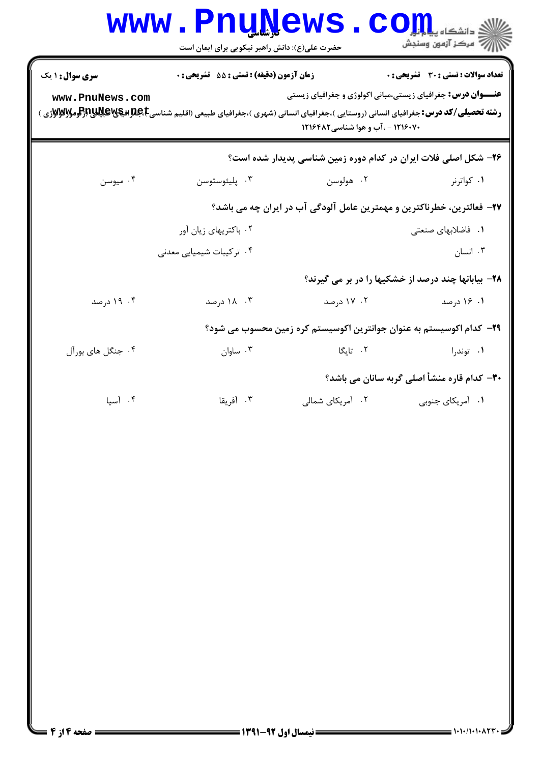**تعداد سوالات : تستی : ۳۰ تشریحی : ۰** | **زمان آزمون (دقیقه) : تستی : ۵۵ تشریحی : ۰** | **سری سوال : ۱ یک**

**عنـــوان درس :** جغرافیای زیستی،مبانی اکولوژی و جغرافیای زیستی

**رشته تحصیلی/کد درس :** جغرافیای انسانی (روستایی )،جغرافیای انسانی (شهری )،جغرافیای طبیعی (اقلیم شناسی )،جغرافیای طبیعی (ژئومورفولوژی ) ۱۲۱۶۰۷۰ - ،آب و هوا شناسی۱۲۱۶۴۸۲

**۲۶- شکل اصلی فلات ایران در کدام دوره زمین شناسی پدیدار شده است؟**

۱. کواترنر
۲. هولوسن
۳. پلیئوستوسن
۴. میوسن

**۲۷- فعالترین، خطرناکترین و مهمترین عامل آلودگی آب در ایران چه می باشد؟**

۱. فاضلابهای صنعتی
۲. باکتریهای زیان آور
۳. انسان
۴. ترکیبات شیمیایی معدنی

**۲۸- بیابانها چند درصد از خشکیها را در بر می گیرند؟**

۱. ۱۶ درصد
۲. ۱۷ درصد
۳. ۱۸ درصد
۴. ۱۹ درصد

**۲۹- کدام اکوسیستم به عنوان جوانترین اکوسیستم کره زمین محسوب می شود؟**

۱. توندرا
۲. تایگا
۳. ساوان
۴. جنگل های بورآل

**۳۰- کدام قاره منشأ اصلی گربه سانان می باشد؟**

۱. آمریکای جنوبی
۲. آمریکای شمالی
۳. آفریقا
۴. آسیا